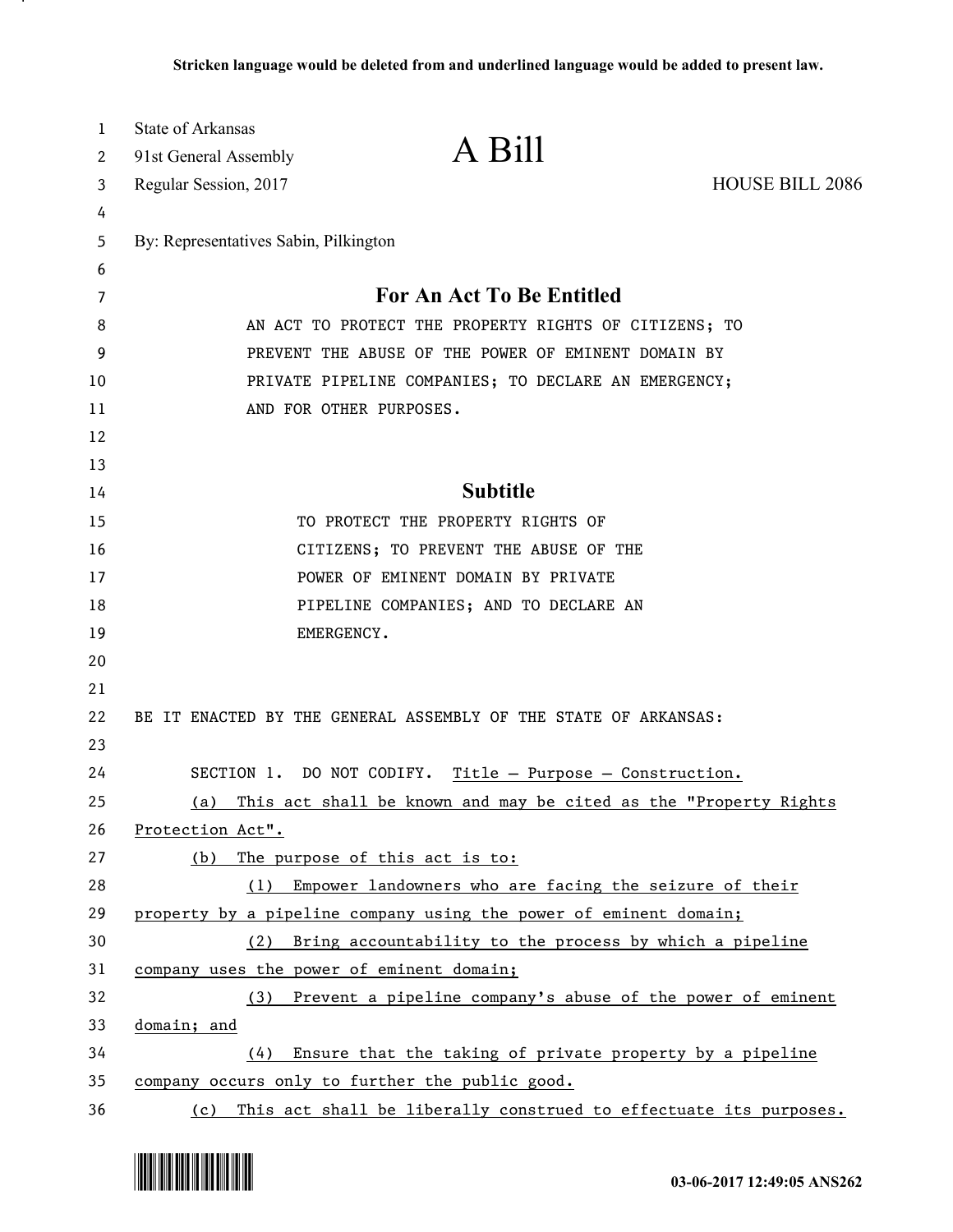**Stricken language would be deleted from and underlined language would be added to present law.**

State of Arkansas
91st General Assembly
Regular Session, 2017

# A Bill

HOUSE BILL 2086

By: Representatives Sabin, Pilkington

## For An Act To Be Entitled

AN ACT TO PROTECT THE PROPERTY RIGHTS OF CITIZENS; TO PREVENT THE ABUSE OF THE POWER OF EMINENT DOMAIN BY PRIVATE PIPELINE COMPANIES; TO DECLARE AN EMERGENCY; AND FOR OTHER PURPOSES.

## Subtitle

TO PROTECT THE PROPERTY RIGHTS OF CITIZENS; TO PREVENT THE ABUSE OF THE POWER OF EMINENT DOMAIN BY PRIVATE PIPELINE COMPANIES; AND TO DECLARE AN EMERGENCY.

BE IT ENACTED BY THE GENERAL ASSEMBLY OF THE STATE OF ARKANSAS:

SECTION 1. DO NOT CODIFY. <u>Title — Purpose — Construction.</u>

<u>(a) This act shall be known and may be cited as the "Property Rights Protection Act".</u>

<u>(b) The purpose of this act is to:</u>

<u>(1) Empower landowners who are facing the seizure of their property by a pipeline company using the power of eminent domain;</u>

<u>(2) Bring accountability to the process by which a pipeline company uses the power of eminent domain;</u>

<u>(3) Prevent a pipeline company's abuse of the power of eminent domain; and</u>

<u>(4) Ensure that the taking of private property by a pipeline company occurs only to further the public good.</u>

<u>(c) This act shall be liberally construed to effectuate its purposes.</u>

03-06-2017 12:49:05 ANS262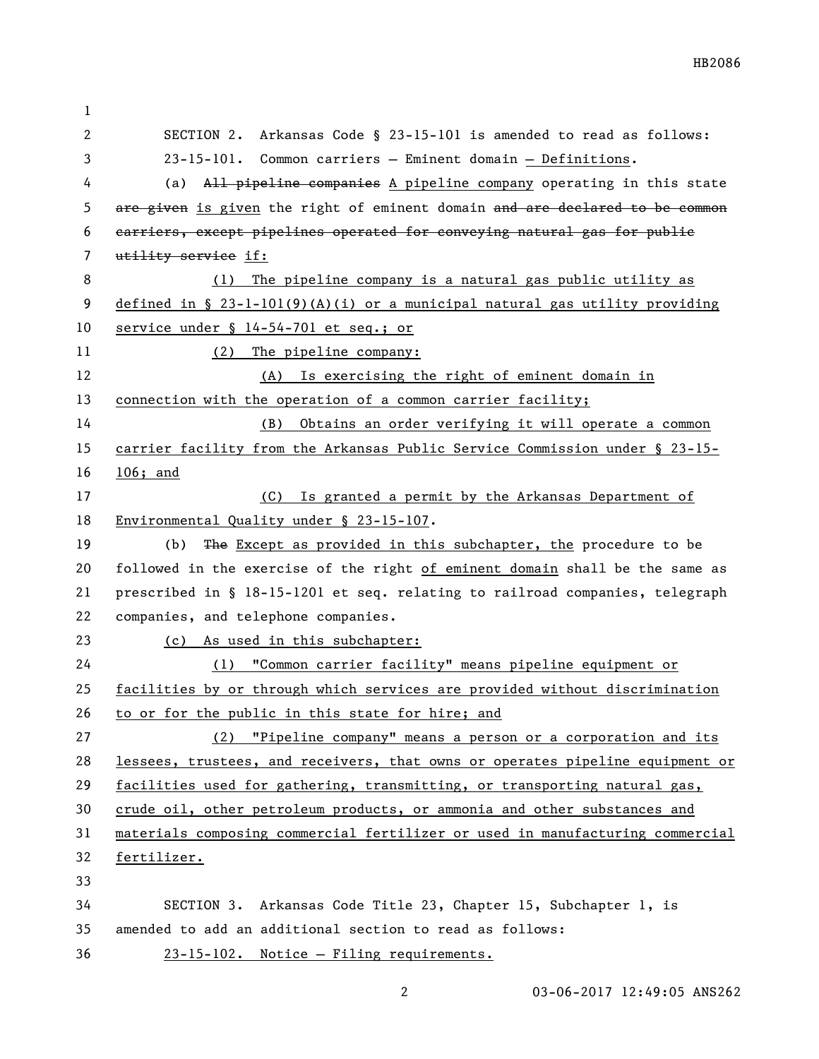SECTION 2. Arkansas Code § 23-15-101 is amended to read as follows:

23-15-101. Common carriers — Eminent domain — Definitions.

(a) ~~All pipeline companies~~ A pipeline company operating in this state ~~are given~~ is given the right of eminent domain ~~and are declared to be common carriers, except pipelines operated for conveying natural gas for public utility service~~ if:

(1) The pipeline company is a natural gas public utility as defined in § 23-1-101(9)(A)(i) or a municipal natural gas utility providing service under § 14-54-701 et seq.; or

(2) The pipeline company:

(A) Is exercising the right of eminent domain in connection with the operation of a common carrier facility;

(B) Obtains an order verifying it will operate a common carrier facility from the Arkansas Public Service Commission under § 23-15-106; and

(C) Is granted a permit by the Arkansas Department of Environmental Quality under § 23-15-107.

(b) ~~The~~ Except as provided in this subchapter, the procedure to be followed in the exercise of the right of eminent domain shall be the same as prescribed in § 18-15-1201 et seq. relating to railroad companies, telegraph companies, and telephone companies.

(c) As used in this subchapter:

(1) "Common carrier facility" means pipeline equipment or facilities by or through which services are provided without discrimination to or for the public in this state for hire; and

(2) "Pipeline company" means a person or a corporation and its lessees, trustees, and receivers, that owns or operates pipeline equipment or facilities used for gathering, transmitting, or transporting natural gas, crude oil, other petroleum products, or ammonia and other substances and materials composing commercial fertilizer or used in manufacturing commercial fertilizer.

SECTION 3. Arkansas Code Title 23, Chapter 15, Subchapter 1, is amended to add an additional section to read as follows:

23-15-102. Notice — Filing requirements.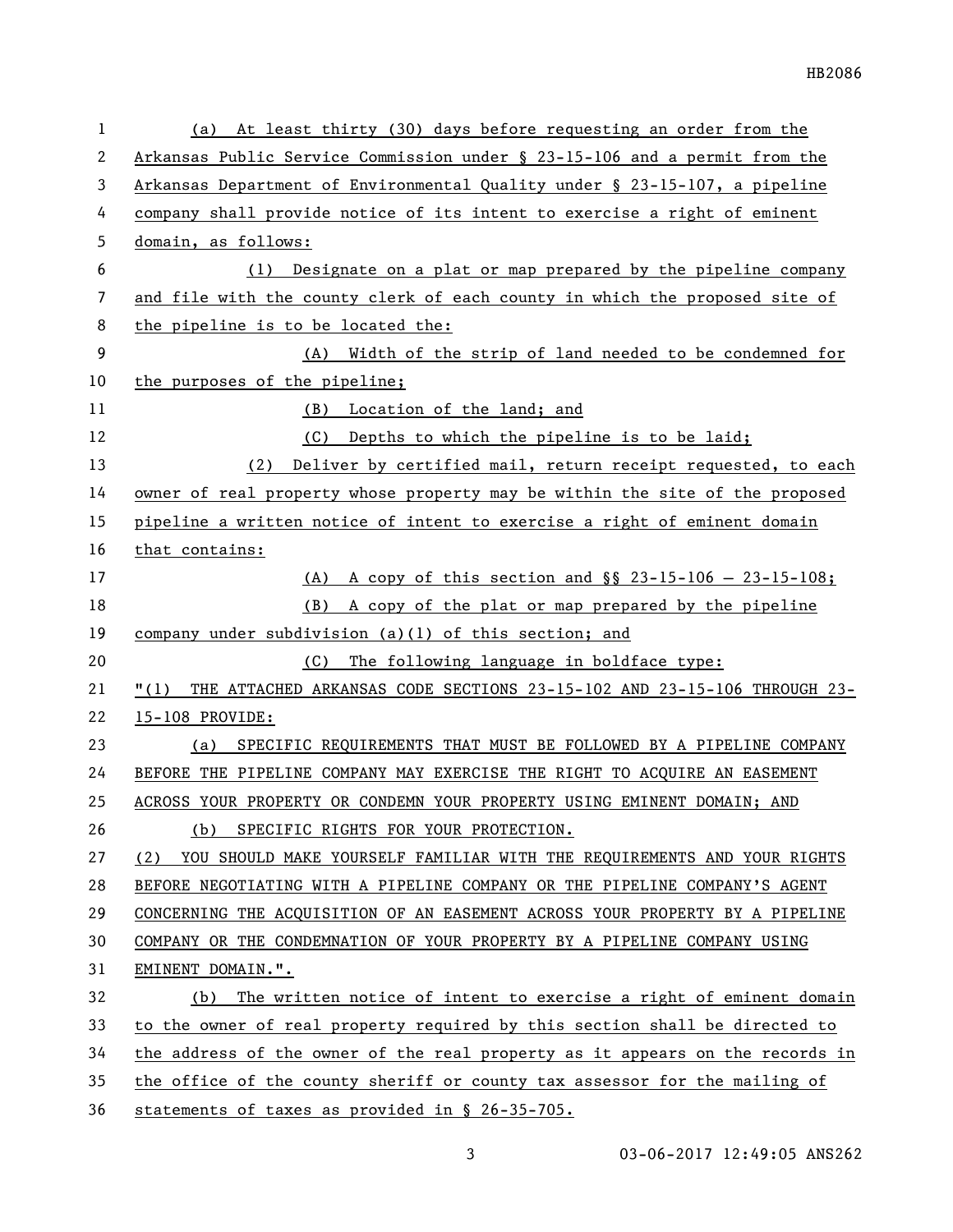(a) At least thirty (30) days before requesting an order from the Arkansas Public Service Commission under § 23-15-106 and a permit from the Arkansas Department of Environmental Quality under § 23-15-107, a pipeline company shall provide notice of its intent to exercise a right of eminent domain, as follows:

(1) Designate on a plat or map prepared by the pipeline company and file with the county clerk of each county in which the proposed site of the pipeline is to be located the:

(A) Width of the strip of land needed to be condemned for the purposes of the pipeline;

(B) Location of the land; and

(C) Depths to which the pipeline is to be laid;

(2) Deliver by certified mail, return receipt requested, to each owner of real property whose property may be within the site of the proposed pipeline a written notice of intent to exercise a right of eminent domain that contains:

(A) A copy of this section and §§ 23-15-106 — 23-15-108;

(B) A copy of the plat or map prepared by the pipeline company under subdivision (a)(1) of this section; and

(C) The following language in boldface type:

"(1) THE ATTACHED ARKANSAS CODE SECTIONS 23-15-102 AND 23-15-106 THROUGH 23-15-108 PROVIDE:

(a) SPECIFIC REQUIREMENTS THAT MUST BE FOLLOWED BY A PIPELINE COMPANY BEFORE THE PIPELINE COMPANY MAY EXERCISE THE RIGHT TO ACQUIRE AN EASEMENT ACROSS YOUR PROPERTY OR CONDEMN YOUR PROPERTY USING EMINENT DOMAIN; AND

(b) SPECIFIC RIGHTS FOR YOUR PROTECTION.

(2) YOU SHOULD MAKE YOURSELF FAMILIAR WITH THE REQUIREMENTS AND YOUR RIGHTS BEFORE NEGOTIATING WITH A PIPELINE COMPANY OR THE PIPELINE COMPANY'S AGENT CONCERNING THE ACQUISITION OF AN EASEMENT ACROSS YOUR PROPERTY BY A PIPELINE COMPANY OR THE CONDEMNATION OF YOUR PROPERTY BY A PIPELINE COMPANY USING EMINENT DOMAIN.".

(b) The written notice of intent to exercise a right of eminent domain to the owner of real property required by this section shall be directed to the address of the owner of the real property as it appears on the records in the office of the county sheriff or county tax assessor for the mailing of statements of taxes as provided in § 26-35-705.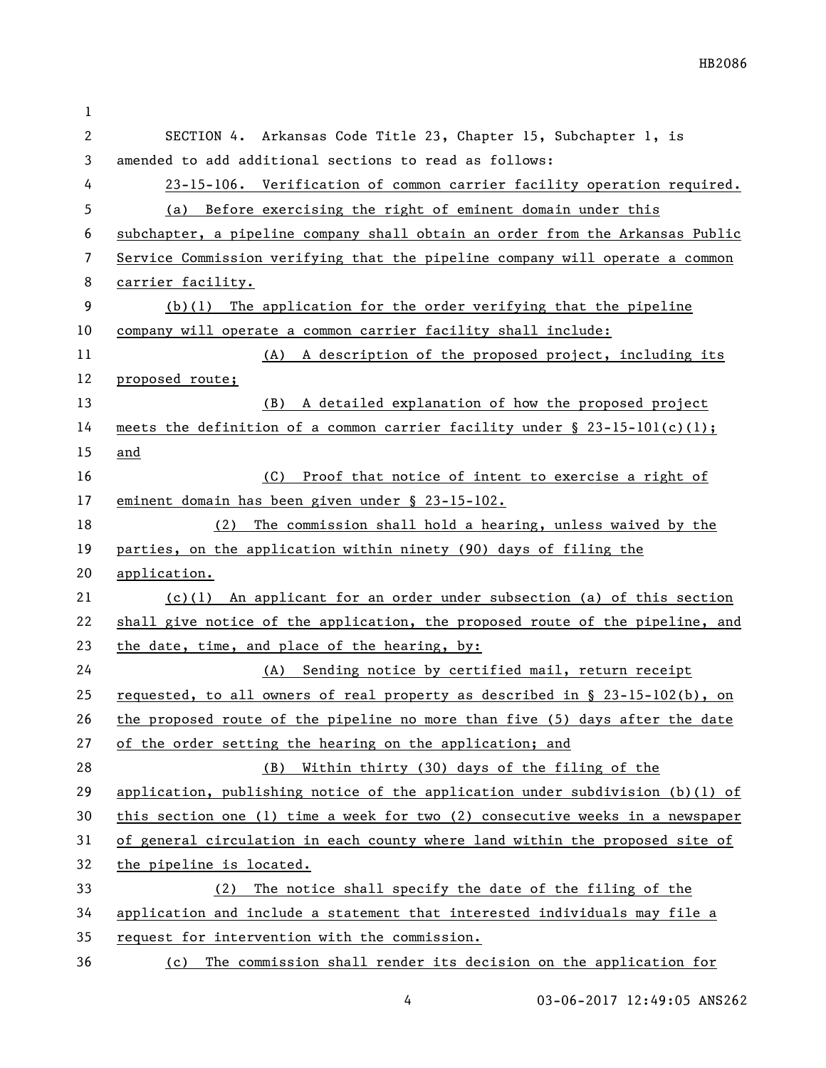SECTION 4. Arkansas Code Title 23, Chapter 15, Subchapter 1, is amended to add additional sections to read as follows:

23-15-106. Verification of common carrier facility operation required.

(a) Before exercising the right of eminent domain under this subchapter, a pipeline company shall obtain an order from the Arkansas Public Service Commission verifying that the pipeline company will operate a common carrier facility.

(b)(1) The application for the order verifying that the pipeline company will operate a common carrier facility shall include:

(A) A description of the proposed project, including its proposed route;

(B) A detailed explanation of how the proposed project meets the definition of a common carrier facility under § 23-15-101(c)(1); and

(C) Proof that notice of intent to exercise a right of eminent domain has been given under § 23-15-102.

(2) The commission shall hold a hearing, unless waived by the parties, on the application within ninety (90) days of filing the application.

(c)(1) An applicant for an order under subsection (a) of this section shall give notice of the application, the proposed route of the pipeline, and the date, time, and place of the hearing, by:

(A) Sending notice by certified mail, return receipt requested, to all owners of real property as described in § 23-15-102(b), on the proposed route of the pipeline no more than five (5) days after the date of the order setting the hearing on the application; and

(B) Within thirty (30) days of the filing of the application, publishing notice of the application under subdivision (b)(1) of this section one (1) time a week for two (2) consecutive weeks in a newspaper of general circulation in each county where land within the proposed site of the pipeline is located.

(2) The notice shall specify the date of the filing of the application and include a statement that interested individuals may file a request for intervention with the commission.

(c) The commission shall render its decision on the application for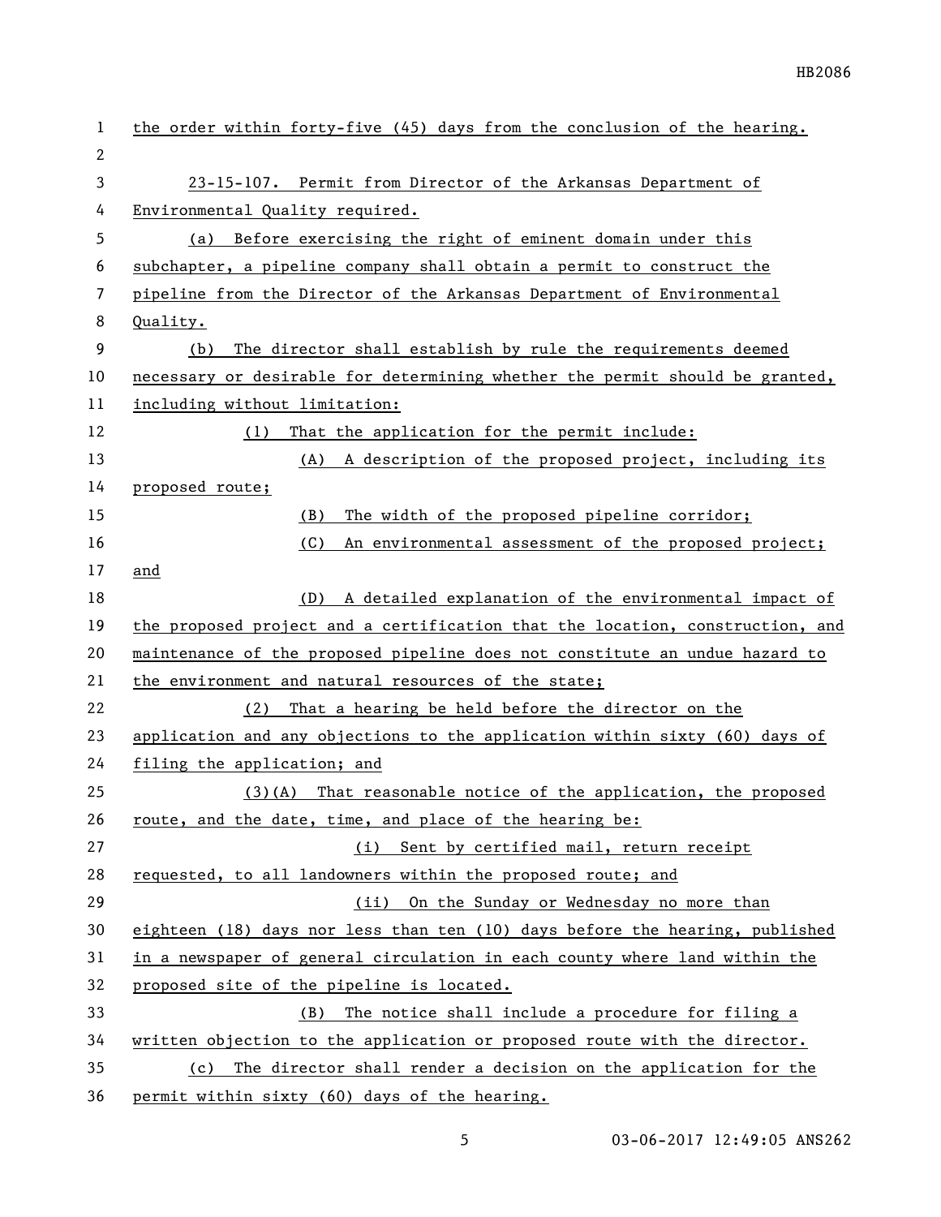the order within forty-five (45) days from the conclusion of the hearing.

23-15-107. Permit from Director of the Arkansas Department of Environmental Quality required.

(a) Before exercising the right of eminent domain under this subchapter, a pipeline company shall obtain a permit to construct the pipeline from the Director of the Arkansas Department of Environmental Quality.

(b) The director shall establish by rule the requirements deemed necessary or desirable for determining whether the permit should be granted, including without limitation:

(1) That the application for the permit include:

(A) A description of the proposed project, including its proposed route;

(B) The width of the proposed pipeline corridor;

(C) An environmental assessment of the proposed project; and

(D) A detailed explanation of the environmental impact of the proposed project and a certification that the location, construction, and maintenance of the proposed pipeline does not constitute an undue hazard to the environment and natural resources of the state;

(2) That a hearing be held before the director on the application and any objections to the application within sixty (60) days of filing the application; and

(3)(A) That reasonable notice of the application, the proposed route, and the date, time, and place of the hearing be:

(i) Sent by certified mail, return receipt requested, to all landowners within the proposed route; and

(ii) On the Sunday or Wednesday no more than eighteen (18) days nor less than ten (10) days before the hearing, published in a newspaper of general circulation in each county where land within the proposed site of the pipeline is located.

(B) The notice shall include a procedure for filing a written objection to the application or proposed route with the director.

(c) The director shall render a decision on the application for the permit within sixty (60) days of the hearing.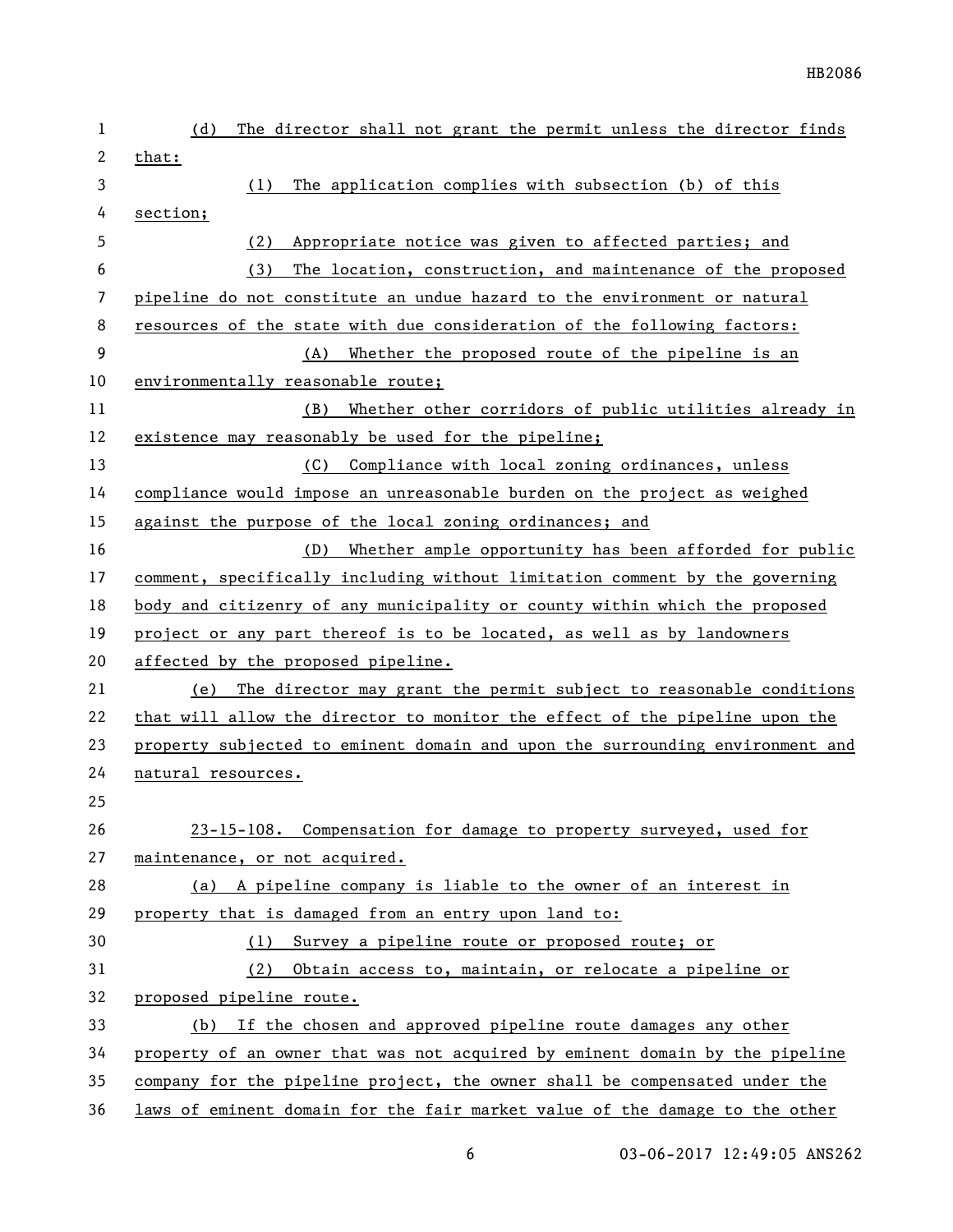(d) The director shall not grant the permit unless the director finds that:

(1) The application complies with subsection (b) of this section;

(2) Appropriate notice was given to affected parties; and

(3) The location, construction, and maintenance of the proposed pipeline do not constitute an undue hazard to the environment or natural resources of the state with due consideration of the following factors:

(A) Whether the proposed route of the pipeline is an environmentally reasonable route;

(B) Whether other corridors of public utilities already in existence may reasonably be used for the pipeline;

(C) Compliance with local zoning ordinances, unless compliance would impose an unreasonable burden on the project as weighed against the purpose of the local zoning ordinances; and

(D) Whether ample opportunity has been afforded for public comment, specifically including without limitation comment by the governing body and citizenry of any municipality or county within which the proposed project or any part thereof is to be located, as well as by landowners affected by the proposed pipeline.

(e) The director may grant the permit subject to reasonable conditions that will allow the director to monitor the effect of the pipeline upon the property subjected to eminent domain and upon the surrounding environment and natural resources.

23-15-108. Compensation for damage to property surveyed, used for maintenance, or not acquired.

(a) A pipeline company is liable to the owner of an interest in property that is damaged from an entry upon land to:

(1) Survey a pipeline route or proposed route; or

(2) Obtain access to, maintain, or relocate a pipeline or proposed pipeline route.

(b) If the chosen and approved pipeline route damages any other property of an owner that was not acquired by eminent domain by the pipeline company for the pipeline project, the owner shall be compensated under the laws of eminent domain for the fair market value of the damage to the other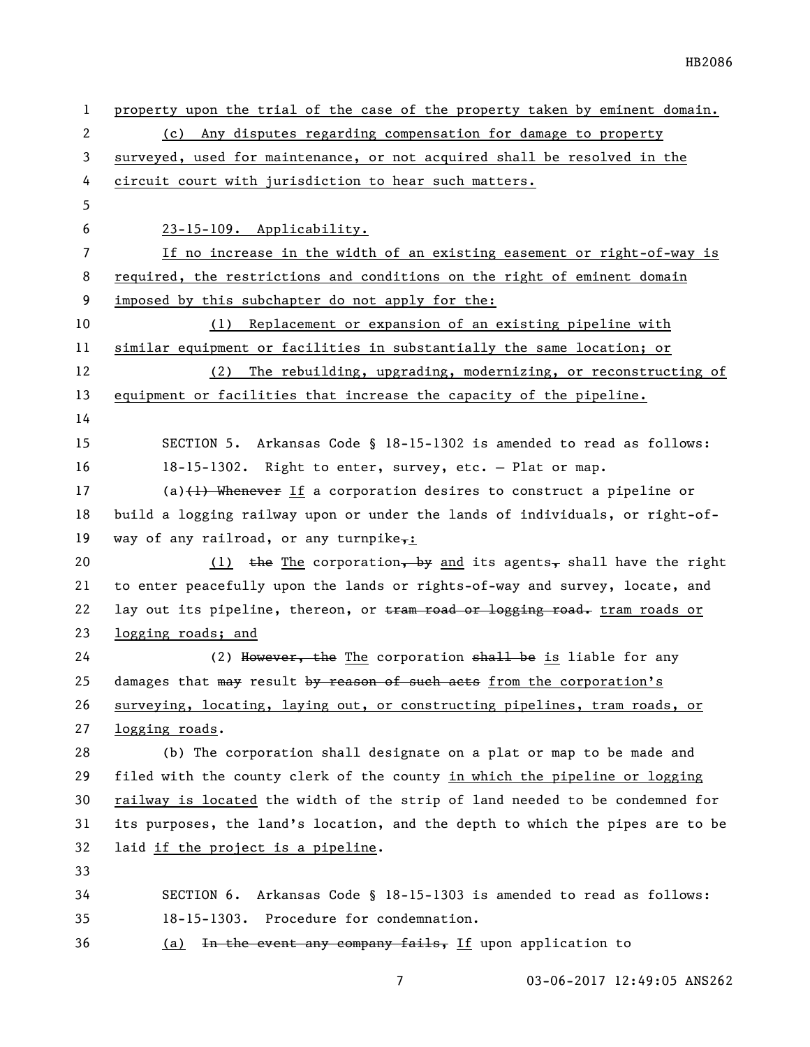property upon the trial of the case of the property taken by eminent domain.

(c) Any disputes regarding compensation for damage to property surveyed, used for maintenance, or not acquired shall be resolved in the circuit court with jurisdiction to hear such matters.

23-15-109. Applicability.

If no increase in the width of an existing easement or right-of-way is required, the restrictions and conditions on the right of eminent domain imposed by this subchapter do not apply for the:

(1) Replacement or expansion of an existing pipeline with similar equipment or facilities in substantially the same location; or

(2) The rebuilding, upgrading, modernizing, or reconstructing of equipment or facilities that increase the capacity of the pipeline.

SECTION 5. Arkansas Code § 18-15-1302 is amended to read as follows:

18-15-1302. Right to enter, survey, etc. — Plat or map.

(a)~~(1) Whenever~~ If a corporation desires to construct a pipeline or build a logging railway upon or under the lands of individuals, or right-of-way of any railroad, or any turnpike~~,~~:

(1) ~~the~~ The corporation~~, by~~ and its agents~~,~~ shall have the right to enter peacefully upon the lands or rights-of-way and survey, locate, and lay out its pipeline, thereon, or ~~tram road or logging road.~~ tram roads or logging roads; and

(2) ~~However, the~~ The corporation ~~shall be~~ is liable for any damages that ~~may~~ result ~~by reason of such acts~~ from the corporation's surveying, locating, laying out, or constructing pipelines, tram roads, or logging roads.

(b) The corporation shall designate on a plat or map to be made and filed with the county clerk of the county in which the pipeline or logging railway is located the width of the strip of land needed to be condemned for its purposes, the land's location, and the depth to which the pipes are to be laid if the project is a pipeline.

SECTION 6. Arkansas Code § 18-15-1303 is amended to read as follows:

18-15-1303. Procedure for condemnation.

(a) ~~In the event any company fails,~~ If upon application to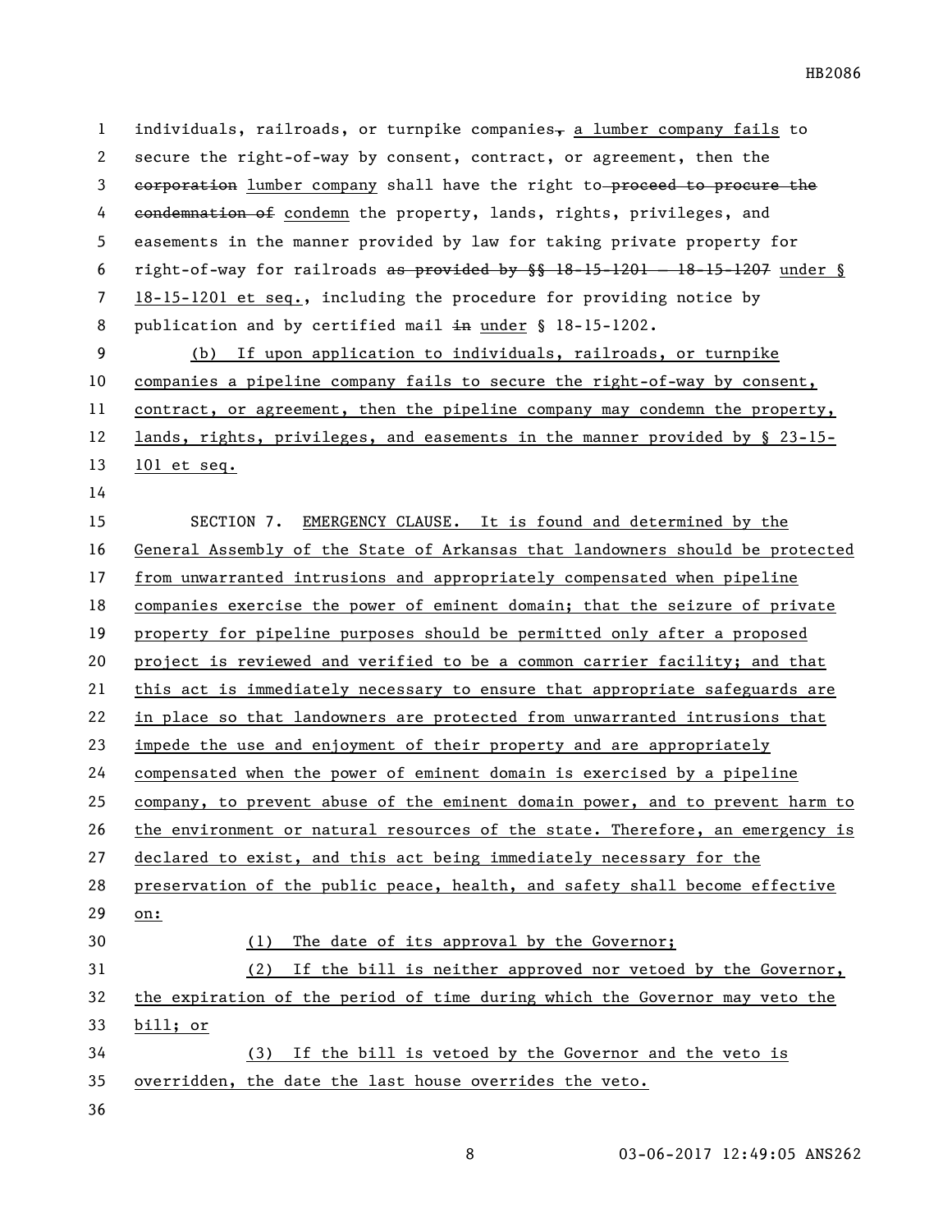individuals, railroads, or turnpike companies, a lumber company fails to secure the right-of-way by consent, contract, or agreement, then the corporation lumber company shall have the right to proceed to procure the condemnation of condemn the property, lands, rights, privileges, and easements in the manner provided by law for taking private property for right-of-way for railroads as provided by §§ 18-15-1201 — 18-15-1207 under § 18-15-1201 et seq., including the procedure for providing notice by publication and by certified mail in under § 18-15-1202.

(b) If upon application to individuals, railroads, or turnpike companies a pipeline company fails to secure the right-of-way by consent, contract, or agreement, then the pipeline company may condemn the property, lands, rights, privileges, and easements in the manner provided by § 23-15-101 et seq.

SECTION 7. EMERGENCY CLAUSE. It is found and determined by the General Assembly of the State of Arkansas that landowners should be protected from unwarranted intrusions and appropriately compensated when pipeline companies exercise the power of eminent domain; that the seizure of private property for pipeline purposes should be permitted only after a proposed project is reviewed and verified to be a common carrier facility; and that this act is immediately necessary to ensure that appropriate safeguards are in place so that landowners are protected from unwarranted intrusions that impede the use and enjoyment of their property and are appropriately compensated when the power of eminent domain is exercised by a pipeline company, to prevent abuse of the eminent domain power, and to prevent harm to the environment or natural resources of the state. Therefore, an emergency is declared to exist, and this act being immediately necessary for the preservation of the public peace, health, and safety shall become effective on:

(1) The date of its approval by the Governor;

(2) If the bill is neither approved nor vetoed by the Governor, the expiration of the period of time during which the Governor may veto the bill; or

(3) If the bill is vetoed by the Governor and the veto is overridden, the date the last house overrides the veto.